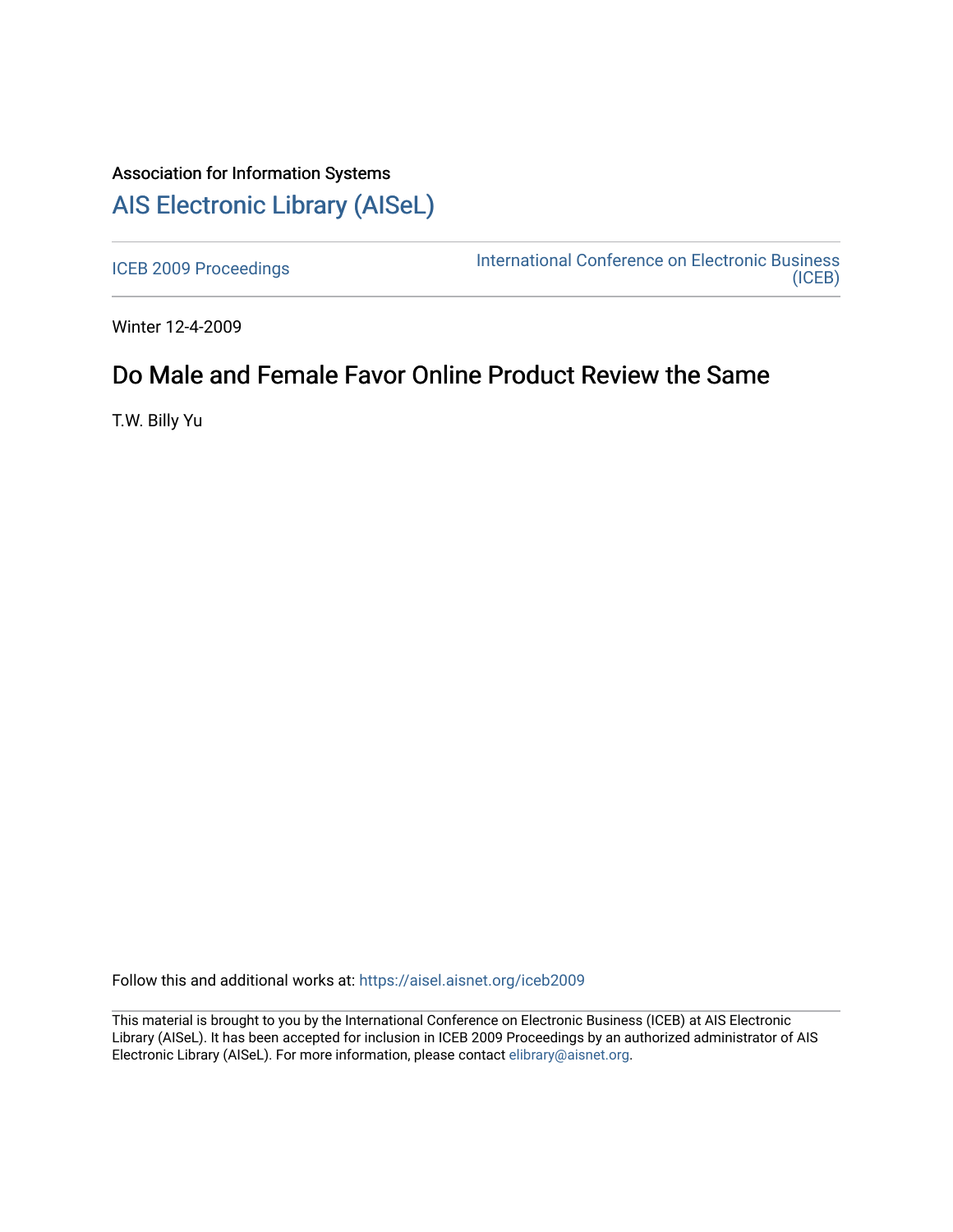Association for Information Systems

# AIS Electronic Library (AISeL)

ICEB 2009 Proceedings

International Conference on Electronic Business (ICEB)

Winter 12-4-2009

## Do Male and Female Favor Online Product Review the Same

T.W. Billy Yu

Follow this and additional works at: https://aisel.aisnet.org/iceb2009

This material is brought to you by the International Conference on Electronic Business (ICEB) at AIS Electronic Library (AISeL). It has been accepted for inclusion in ICEB 2009 Proceedings by an authorized administrator of AIS Electronic Library (AISeL). For more information, please contact elibrary@aisnet.org.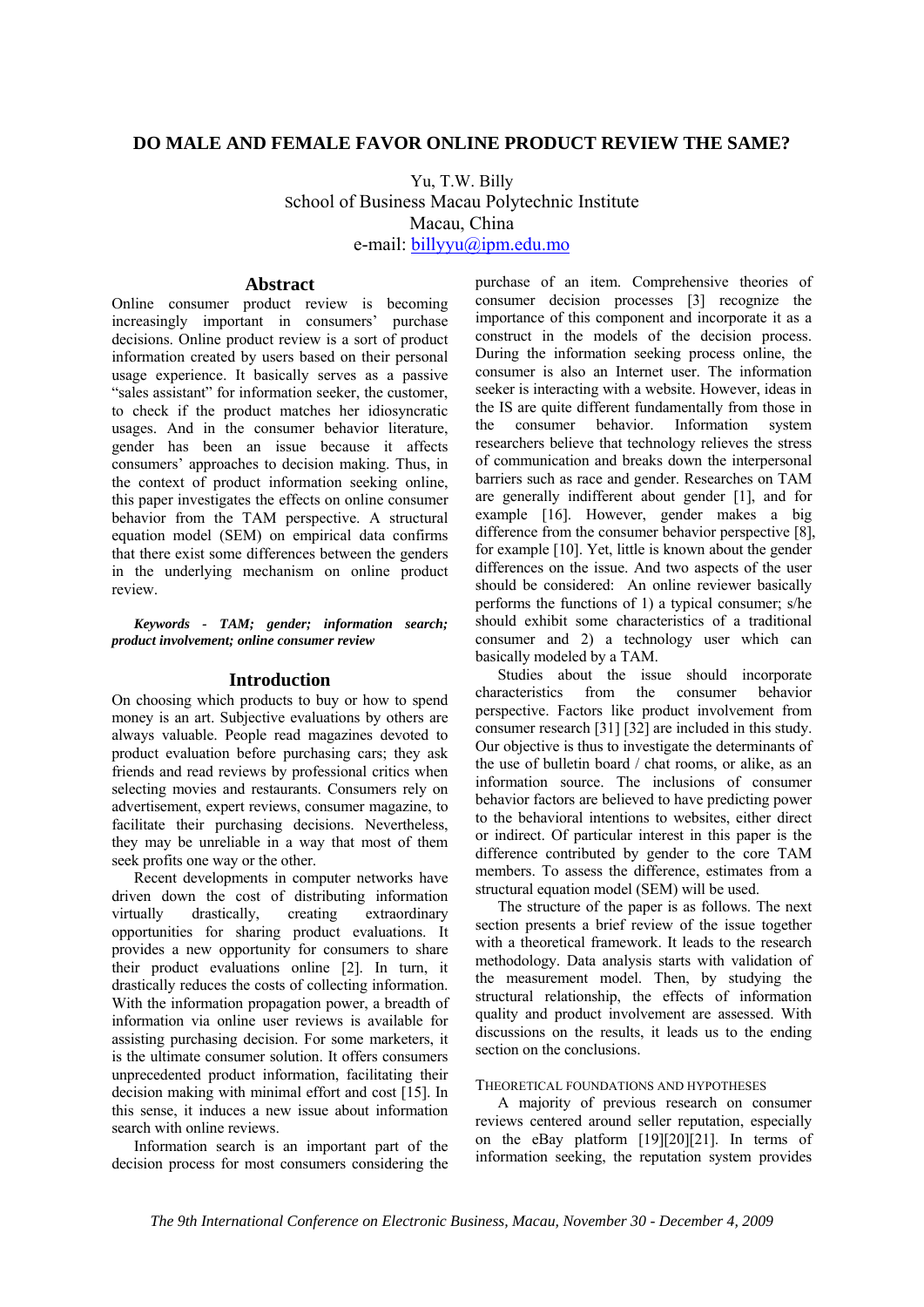# DO MALE AND FEMALE FAVOR ONLINE PRODUCT REVIEW THE SAME?

Yu, T.W. Billy
School of Business Macau Polytechnic Institute
Macau, China
e-mail: billyyu@ipm.edu.mo

## Abstract

Online consumer product review is becoming increasingly important in consumers' purchase decisions. Online product review is a sort of product information created by users based on their personal usage experience. It basically serves as a passive "sales assistant" for information seeker, the customer, to check if the product matches her idiosyncratic usages. And in the consumer behavior literature, gender has been an issue because it affects consumers' approaches to decision making. Thus, in the context of product information seeking online, this paper investigates the effects on online consumer behavior from the TAM perspective. A structural equation model (SEM) on empirical data confirms that there exist some differences between the genders in the underlying mechanism on online product review.

***Keywords** - TAM; gender; information search; product involvement; online consumer review*

## Introduction

On choosing which products to buy or how to spend money is an art. Subjective evaluations by others are always valuable. People read magazines devoted to product evaluation before purchasing cars; they ask friends and read reviews by professional critics when selecting movies and restaurants. Consumers rely on advertisement, expert reviews, consumer magazine, to facilitate their purchasing decisions. Nevertheless, they may be unreliable in a way that most of them seek profits one way or the other.

Recent developments in computer networks have driven down the cost of distributing information virtually drastically, creating extraordinary opportunities for sharing product evaluations. It provides a new opportunity for consumers to share their product evaluations online [2]. In turn, it drastically reduces the costs of collecting information. With the information propagation power, a breadth of information via online user reviews is available for assisting purchasing decision. For some marketers, it is the ultimate consumer solution. It offers consumers unprecedented product information, facilitating their decision making with minimal effort and cost [15]. In this sense, it induces a new issue about information search with online reviews.

Information search is an important part of the decision process for most consumers considering the purchase of an item. Comprehensive theories of consumer decision processes [3] recognize the importance of this component and incorporate it as a construct in the models of the decision process. During the information seeking process online, the consumer is also an Internet user. The information seeker is interacting with a website. However, ideas in the IS are quite different fundamentally from those in the consumer behavior. Information system researchers believe that technology relieves the stress of communication and breaks down the interpersonal barriers such as race and gender. Researches on TAM are generally indifferent about gender [1], and for example [16]. However, gender makes a big difference from the consumer behavior perspective [8], for example [10]. Yet, little is known about the gender differences on the issue. And two aspects of the user should be considered: An online reviewer basically performs the functions of 1) a typical consumer; s/he should exhibit some characteristics of a traditional consumer and 2) a technology user which can basically modeled by a TAM.

Studies about the issue should incorporate characteristics from the consumer behavior perspective. Factors like product involvement from consumer research [31] [32] are included in this study. Our objective is thus to investigate the determinants of the use of bulletin board / chat rooms, or alike, as an information source. The inclusions of consumer behavior factors are believed to have predicting power to the behavioral intentions to websites, either direct or indirect. Of particular interest in this paper is the difference contributed by gender to the core TAM members. To assess the difference, estimates from a structural equation model (SEM) will be used.

The structure of the paper is as follows. The next section presents a brief review of the issue together with a theoretical framework. It leads to the research methodology. Data analysis starts with validation of the measurement model. Then, by studying the structural relationship, the effects of information quality and product involvement are assessed. With discussions on the results, it leads us to the ending section on the conclusions.

### THEORETICAL FOUNDATIONS AND HYPOTHESES

A majority of previous research on consumer reviews centered around seller reputation, especially on the eBay platform [19][20][21]. In terms of information seeking, the reputation system provides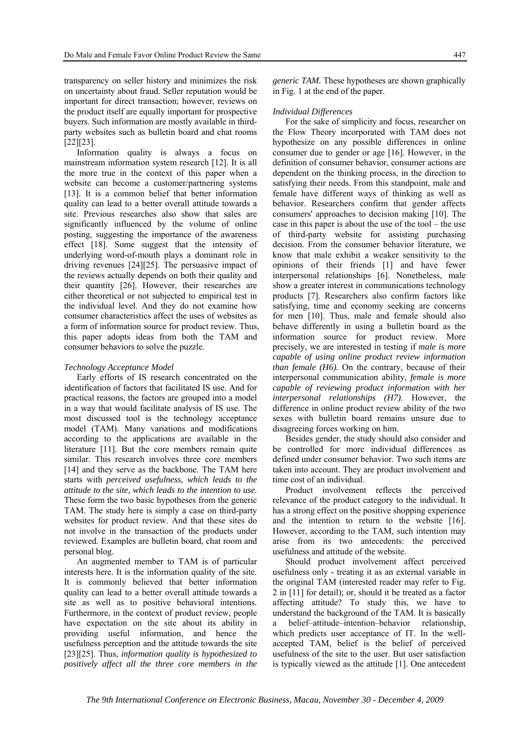transparency on seller history and minimizes the risk on uncertainty about fraud. Seller reputation would be important for direct transaction; however, reviews on the product itself are equally important for prospective buyers. Such information are mostly available in third-party websites such as bulletin board and chat rooms [22][23].

Information quality is always a focus on mainstream information system research [12]. It is all the more true in the context of this paper when a website can become a customer/partnering systems [13]. It is a common belief that better information quality can lead to a better overall attitude towards a site. Previous researches also show that sales are significantly influenced by the volume of online posting, suggesting the importance of the awareness effect [18]. Some suggest that the intensity of underlying word-of-mouth plays a dominant role in driving revenues [24][25]. The persuasive impact of the reviews actually depends on both their quality and their quantity [26]. However, their researches are either theoretical or not subjected to empirical test in the individual level. And they do not examine how consumer characteristics affect the uses of websites as a form of information source for product review. Thus, this paper adopts ideas from both the TAM and consumer behaviors to solve the puzzle.

*Technology Acceptance Model*

Early efforts of IS research concentrated on the identification of factors that facilitated IS use. And for practical reasons, the factors are grouped into a model in a way that would facilitate analysis of IS use. The most discussed tool is the technology acceptance model (TAM). Many variations and modifications according to the applications are available in the literature [11]. But the core members remain quite similar. This research involves three core members [14] and they serve as the backbone. The TAM here starts with *perceived usefulness, which leads to the attitude to the site, which leads to the intention to use.* These form the two basic hypotheses from the generic TAM. The study here is simply a case on third-party websites for product review. And that these sites do not involve in the transaction of the products under reviewed. Examples are bulletin board, chat room and personal blog.

An augmented member to TAM is of particular interests here. It is the information quality of the site. It is commonly believed that better information quality can lead to a better overall attitude towards a site as well as to positive behavioral intentions. Furthermore, in the context of product review, people have expectation on the site about its ability in providing useful information, and hence the usefulness perception and the attitude towards the site [23][25]. Thus, *information quality is hypothesized to positively affect all the three core members in the generic TAM.* These hypotheses are shown graphically in Fig. 1 at the end of the paper.

*Individual Differences*

For the sake of simplicity and focus, researcher on the Flow Theory incorporated with TAM does not hypothesize on any possible differences in online consumer due to gender or age [16]. However, in the definition of consumer behavior, consumer actions are dependent on the thinking process, in the direction to satisfying their needs. From this standpoint, male and female have different ways of thinking as well as behavior. Researchers confirm that gender affects consumers' approaches to decision making [10]. The case in this paper is about the use of the tool – the use of third-party website for assisting purchasing decision. From the consumer behavior literature, we know that male exhibit a weaker sensitivity to the opinions of their friends [1] and have fewer interpersonal relationships [6]. Nonetheless, male show a greater interest in communications technology products [7]. Researchers also confirm factors like satisfying, time and economy seeking are concerns for men [10]. Thus, male and female should also behave differently in using a bulletin board as the information source for product review. More precisely, we are interested in testing if *male is more capable of using online product review information than female (H6).* On the contrary, because of their interpersonal communication ability, *female is more capable of reviewing product information with her interpersonal relationships (H7).* However, the difference in online product review ability of the two sexes with bulletin board remains unsure due to disagreeing forces working on him.

Besides gender, the study should also consider and be controlled for more individual differences as defined under consumer behavior. Two such items are taken into account. They are product involvement and time cost of an individual.

Product involvement reflects the perceived relevance of the product category to the individual. It has a strong effect on the positive shopping experience and the intention to return to the website [16]. However, according to the TAM, such intention may arise from its two antecedents: the perceived usefulness and attitude of the website.

Should product involvement affect perceived usefulness only - treating it as an external variable in the original TAM (interested reader may refer to Fig. 2 in [11] for detail); or, should it be treated as a factor affecting attitude? To study this, we have to understand the background of the TAM. It is basically a belief–attitude–intention–behavior relationship, which predicts user acceptance of IT. In the well-accepted TAM, belief is the belief of perceived usefulness of the site to the user. But user satisfaction is typically viewed as the attitude [1]. One antecedent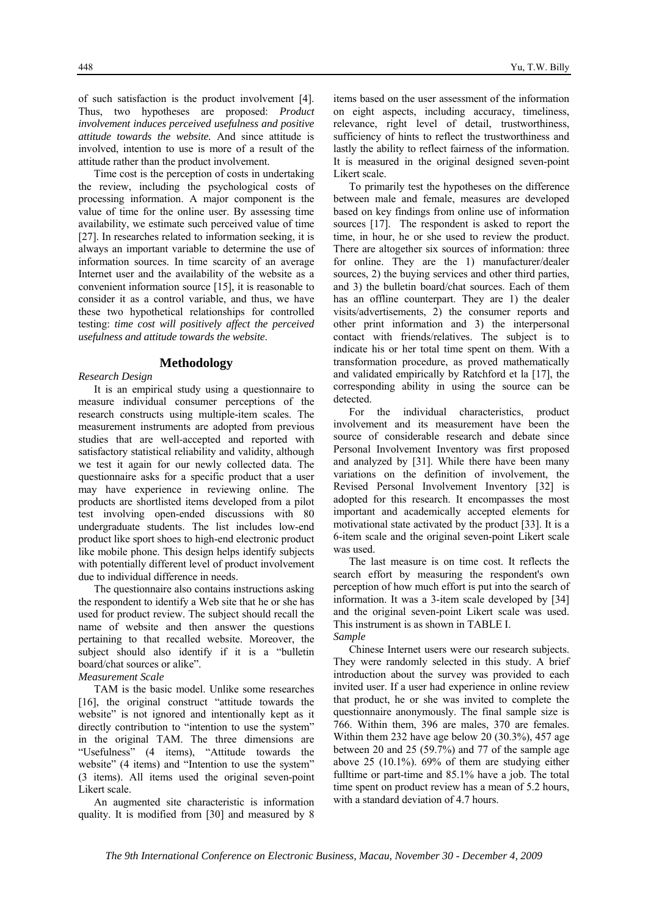of such satisfaction is the product involvement [4]. Thus, two hypotheses are proposed: *Product involvement induces perceived usefulness and positive attitude towards the website.* And since attitude is involved, intention to use is more of a result of the attitude rather than the product involvement.

Time cost is the perception of costs in undertaking the review, including the psychological costs of processing information. A major component is the value of time for the online user. By assessing time availability, we estimate such perceived value of time [27]. In researches related to information seeking, it is always an important variable to determine the use of information sources. In time scarcity of an average Internet user and the availability of the website as a convenient information source [15], it is reasonable to consider it as a control variable, and thus, we have these two hypothetical relationships for controlled testing: *time cost will positively affect the perceived usefulness and attitude towards the website.*

## Methodology

*Research Design*

It is an empirical study using a questionnaire to measure individual consumer perceptions of the research constructs using multiple-item scales. The measurement instruments are adopted from previous studies that are well-accepted and reported with satisfactory statistical reliability and validity, although we test it again for our newly collected data. The questionnaire asks for a specific product that a user may have experience in reviewing online. The products are shortlisted items developed from a pilot test involving open-ended discussions with 80 undergraduate students. The list includes low-end product like sport shoes to high-end electronic product like mobile phone. This design helps identify subjects with potentially different level of product involvement due to individual difference in needs.

The questionnaire also contains instructions asking the respondent to identify a Web site that he or she has used for product review. The subject should recall the name of website and then answer the questions pertaining to that recalled website. Moreover, the subject should also identify if it is a "bulletin board/chat sources or alike".

*Measurement Scale*

TAM is the basic model. Unlike some researches [16], the original construct "attitude towards the website" is not ignored and intentionally kept as it directly contribution to "intention to use the system" in the original TAM. The three dimensions are "Usefulness" (4 items), "Attitude towards the website" (4 items) and "Intention to use the system" (3 items). All items used the original seven-point Likert scale.

An augmented site characteristic is information quality. It is modified from [30] and measured by 8 items based on the user assessment of the information on eight aspects, including accuracy, timeliness, relevance, right level of detail, trustworthiness, sufficiency of hints to reflect the trustworthiness and lastly the ability to reflect fairness of the information. It is measured in the original designed seven-point Likert scale.

To primarily test the hypotheses on the difference between male and female, measures are developed based on key findings from online use of information sources [17]. The respondent is asked to report the time, in hour, he or she used to review the product. There are altogether six sources of information: three for online. They are the 1) manufacturer/dealer sources, 2) the buying services and other third parties, and 3) the bulletin board/chat sources. Each of them has an offline counterpart. They are 1) the dealer visits/advertisements, 2) the consumer reports and other print information and 3) the interpersonal contact with friends/relatives. The subject is to indicate his or her total time spent on them. With a transformation procedure, as proved mathematically and validated empirically by Ratchford et la [17], the corresponding ability in using the source can be detected.

For the individual characteristics, product involvement and its measurement have been the source of considerable research and debate since Personal Involvement Inventory was first proposed and analyzed by [31]. While there have been many variations on the definition of involvement, the Revised Personal Involvement Inventory [32] is adopted for this research. It encompasses the most important and academically accepted elements for motivational state activated by the product [33]. It is a 6-item scale and the original seven-point Likert scale was used.

The last measure is on time cost. It reflects the search effort by measuring the respondent's own perception of how much effort is put into the search of information. It was a 3-item scale developed by [34] and the original seven-point Likert scale was used. This instrument is as shown in TABLE I.

*Sample*

Chinese Internet users were our research subjects. They were randomly selected in this study. A brief introduction about the survey was provided to each invited user. If a user had experience in online review that product, he or she was invited to complete the questionnaire anonymously. The final sample size is 766. Within them, 396 are males, 370 are females. Within them 232 have age below 20 (30.3%), 457 age between 20 and 25 (59.7%) and 77 of the sample age above 25 (10.1%). 69% of them are studying either fulltime or part-time and 85.1% have a job. The total time spent on product review has a mean of 5.2 hours, with a standard deviation of 4.7 hours.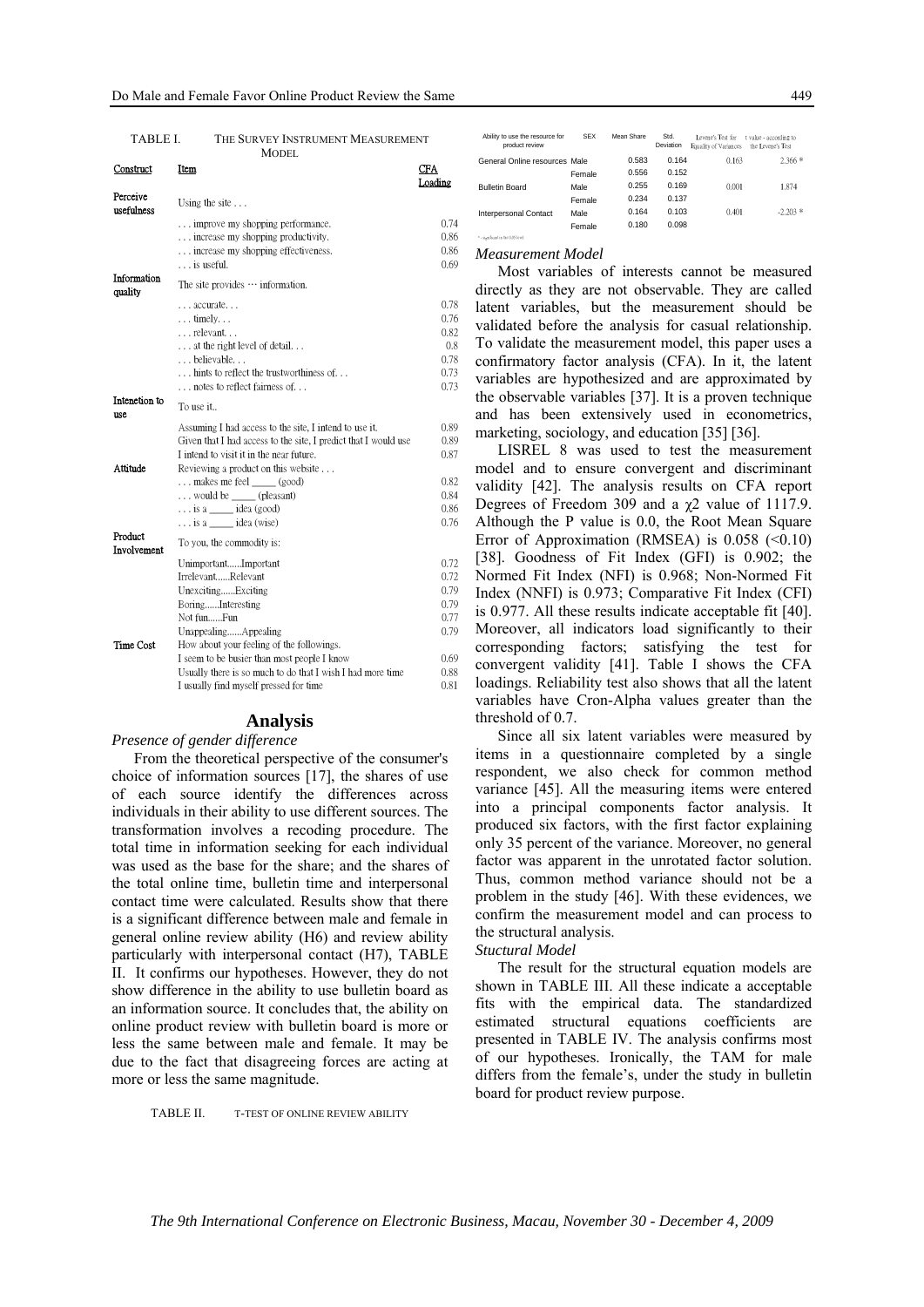TABLE I. THE SURVEY INSTRUMENT MEASUREMENT MODEL

| Construct | Item | CFA Loading |
|---|---|---|
| Perceive usefulness | Using the site . . . | |
| | . . . improve my shopping performance. | 0.74 |
| | . . . increase my shopping productivity. | 0.86 |
| | . . . increase my shopping effectiveness. | 0.86 |
| | . . . is useful. | 0.69 |
| Information quality | The site provides ··· information. | |
| | . . . accurate. . . | 0.78 |
| | . . . timely. . . | 0.76 |
| | . . . relevant. . . | 0.82 |
| | . . . at the right level of detail. . . | 0.8 |
| | . . . believable. . . | 0.78 |
| | . . . hints to reflect the trustworthiness of. . . | 0.73 |
| | . . . notes to reflect fairness of. . . | 0.73 |
| Intenetion to use | To use it.. | |
| | Assuming I had access to the site, I intend to use it. | 0.89 |
| | Given that I had access to the site, I predict that I would use | 0.89 |
| | I intend to visit it in the near future. | 0.87 |
| Attitude | Reviewing a product on this website . . . | |
| | . . . makes me feel _____ (good) | 0.82 |
| | . . . would be _____ (pleasant) | 0.84 |
| | . . . is a _____ idea (good) | 0.86 |
| | . . . is a _____ idea (wise) | 0.76 |
| Product Involvement | To you, the commodity is: | |
| | Unimportant......Important | 0.72 |
| | Irrelevant......Relevant | 0.72 |
| | Unexciting......Exciting | 0.79 |
| | Boring......Interesting | 0.79 |
| | Not fun......Fun | 0.77 |
| | Unappealing......Appealing | 0.79 |
| Time Cost | How about your feeling of the followings. | |
| | I seem to be busier than most people I know | 0.69 |
| | Usually there is so much to do that I wish I had more time | 0.88 |
| | I usually find myself pressed for time | 0.81 |

## Analysis

*Presence of gender difference*

From the theoretical perspective of the consumer's choice of information sources [17], the shares of use of each source identify the differences across individuals in their ability to use different sources. The transformation involves a recoding procedure. The total time in information seeking for each individual was used as the base for the share; and the shares of the total online time, bulletin time and interpersonal contact time were calculated. Results show that there is a significant difference between male and female in general online review ability (H6) and review ability particularly with interpersonal contact (H7), TABLE II. It confirms our hypotheses. However, they do not show difference in the ability to use bulletin board as an information source. It concludes that, the ability on online product review with bulletin board is more or less the same between male and female. It may be due to the fact that disagreeing forces are acting at more or less the same magnitude.

TABLE II. T-TEST OF ONLINE REVIEW ABILITY

| Ability to use the resource for product review | SEX | Mean Share | Std. Deviation | Levene's Test for Equality of Variances | t value - according to the Levene's Test |
|---|---|---|---|---|---|
| General Online resources | Male | 0.583 | 0.164 | 0.163 | 2.366 * |
| | Female | 0.556 | 0.152 | | |
| Bulletin Board | Male | 0.255 | 0.169 | 0.001 | 1.874 |
| | Female | 0.234 | 0.137 | | |
| Interpersonal Contact | Male | 0.164 | 0.103 | 0.401 | -2.203 * |
| | Female | 0.180 | 0.098 | | |

\* - significant in the 0.05 level

*Measurement Model*

Most variables of interests cannot be measured directly as they are not observable. They are called latent variables, but the measurement should be validated before the analysis for casual relationship. To validate the measurement model, this paper uses a confirmatory factor analysis (CFA). In it, the latent variables are hypothesized and are approximated by the observable variables [37]. It is a proven technique and has been extensively used in econometrics, marketing, sociology, and education [35] [36].

LISREL 8 was used to test the measurement model and to ensure convergent and discriminant validity [42]. The analysis results on CFA report Degrees of Freedom 309 and a $\chi2$ value of 1117.9. Although the P value is 0.0, the Root Mean Square Error of Approximation (RMSEA) is 0.058 (<0.10) [38]. Goodness of Fit Index (GFI) is 0.902; the Normed Fit Index (NFI) is 0.968; Non-Normed Fit Index (NNFI) is 0.973; Comparative Fit Index (CFI) is 0.977. All these results indicate acceptable fit [40]. Moreover, all indicators load significantly to their corresponding factors; satisfying the test for convergent validity [41]. Table I shows the CFA loadings. Reliability test also shows that all the latent variables have Cron-Alpha values greater than the threshold of 0.7.

Since all six latent variables were measured by items in a questionnaire completed by a single respondent, we also check for common method variance [45]. All the measuring items were entered into a principal components factor analysis. It produced six factors, with the first factor explaining only 35 percent of the variance. Moreover, no general factor was apparent in the unrotated factor solution. Thus, common method variance should not be a problem in the study [46]. With these evidences, we confirm the measurement model and can process to the structural analysis.

*Stuctural Model*

The result for the structural equation models are shown in TABLE III. All these indicate a acceptable fits with the empirical data. The standardized estimated structural equations coefficients are presented in TABLE IV. The analysis confirms most of our hypotheses. Ironically, the TAM for male differs from the female's, under the study in bulletin board for product review purpose.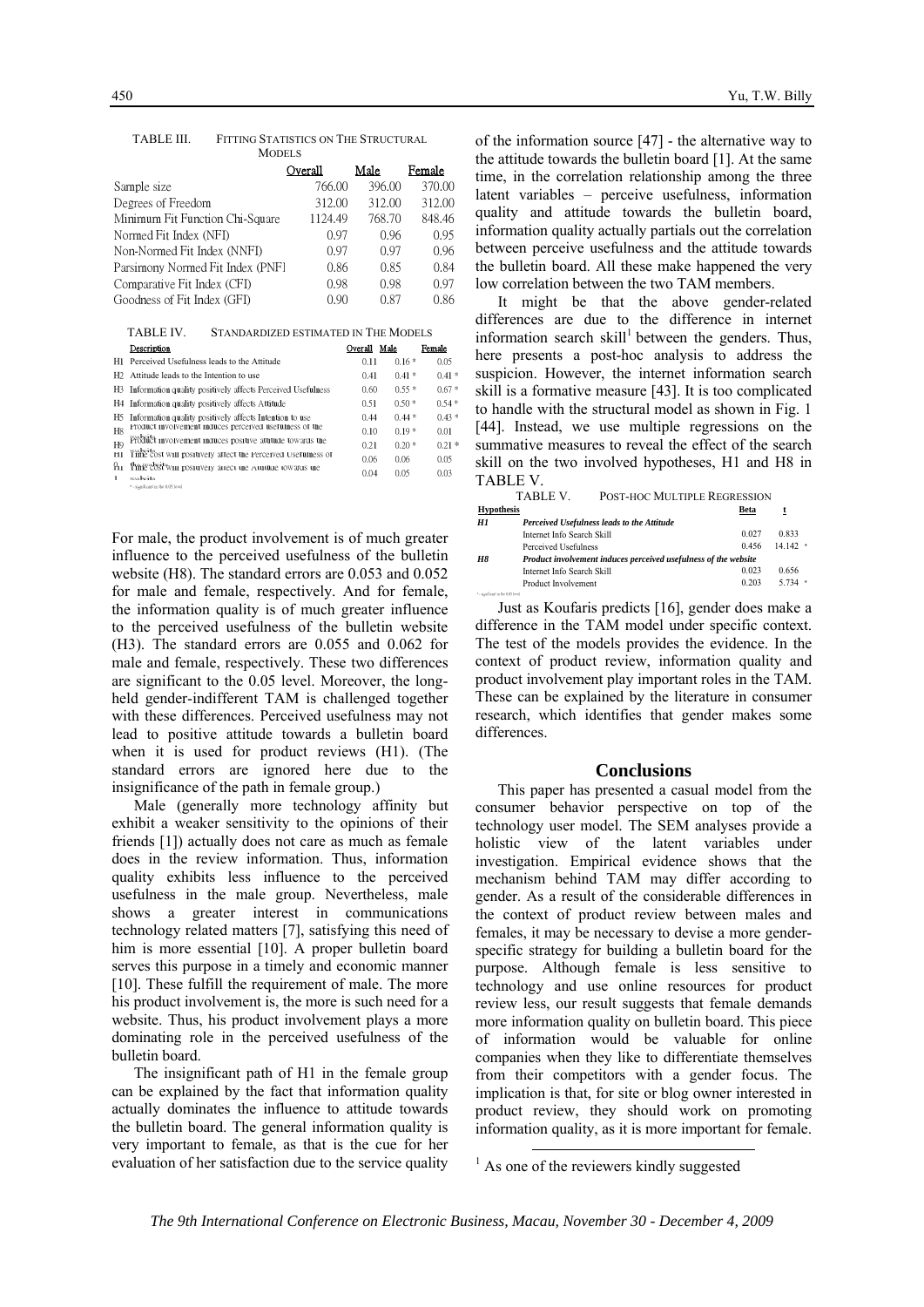TABLE III. FITTING STATISTICS ON THE STRUCTURAL MODELS

| | Overall | Male | Female |
|---|---|---|---|
| Sample size | 766.00 | 396.00 | 370.00 |
| Degrees of Freedom | 312.00 | 312.00 | 312.00 |
| Minimum Fit Function Chi-Square | 1124.49 | 768.70 | 848.46 |
| Normed Fit Index (NFI) | 0.97 | 0.96 | 0.95 |
| Non-Normed Fit Index (NNFI) | 0.97 | 0.97 | 0.96 |
| Parsimony Normed Fit Index (PNFI) | 0.86 | 0.85 | 0.84 |
| Comparative Fit Index (CFI) | 0.98 | 0.98 | 0.97 |
| Goodness of Fit Index (GFI) | 0.90 | 0.87 | 0.86 |

TABLE IV. STANDARDIZED ESTIMATED IN THE MODELS

| | Description | Overall | Male | Female |
|---|---|---|---|---|
| H1 | Perceived Usefulness leads to the Attitude | 0.11 | 0.16 * | 0.05 |
| H2 | Attitude leads to the Intention to use | 0.41 | 0.41 * | 0.41 * |
| H3 | Information quality positively affects Perceived Usefulness | 0.60 | 0.55 * | 0.67 * |
| H4 | Information quality positively affects Attitude | 0.51 | 0.50 * | 0.54 * |
| H5 | Information quality positively affects Intention to use | 0.44 | 0.44 * | 0.43 * |
| H8 | Product involvement induces perceived usefulness of the website | 0.10 | 0.19 * | 0.01 |
| H9 | Product involvement induces positive attitude towards the website | 0.21 | 0.20 * | 0.21 * |
| H1 | Time cost will positively affect the Perceived Usefulness of website | 0.06 | 0.06 | 0.05 |
| H1 | Time cost will positively affect the Attitude towards the website | 0.04 | 0.05 | 0.03 |

\* - significant to the 0.05 level

For male, the product involvement is of much greater influence to the perceived usefulness of the bulletin website (H8). The standard errors are 0.053 and 0.052 for male and female, respectively. And for female, the information quality is of much greater influence to the perceived usefulness of the bulletin website (H3). The standard errors are 0.055 and 0.062 for male and female, respectively. These two differences are significant to the 0.05 level. Moreover, the long-held gender-indifferent TAM is challenged together with these differences. Perceived usefulness may not lead to positive attitude towards a bulletin board when it is used for product reviews (H1). (The standard errors are ignored here due to the insignificance of the path in female group.)

Male (generally more technology affinity but exhibit a weaker sensitivity to the opinions of their friends [1]) actually does not care as much as female does in the review information. Thus, information quality exhibits less influence to the perceived usefulness in the male group. Nevertheless, male shows a greater interest in communications technology related matters [7], satisfying this need of him is more essential [10]. A proper bulletin board serves this purpose in a timely and economic manner [10]. These fulfill the requirement of male. The more his product involvement is, the more is such need for a website. Thus, his product involvement plays a more dominating role in the perceived usefulness of the bulletin board.

The insignificant path of H1 in the female group can be explained by the fact that information quality actually dominates the influence to attitude towards the bulletin board. The general information quality is very important to female, as that is the cue for her evaluation of her satisfaction due to the service quality of the information source [47] - the alternative way to the attitude towards the bulletin board [1]. At the same time, in the correlation relationship among the three latent variables – perceive usefulness, information quality and attitude towards the bulletin board, information quality actually partials out the correlation between perceive usefulness and the attitude towards the bulletin board. All these make happened the very low correlation between the two TAM members.

It might be that the above gender-related differences are due to the difference in internet information search skill[1] between the genders. Thus, here presents a post-hoc analysis to address the suspicion. However, the internet information search skill is a formative measure [43]. It is too complicated to handle with the structural model as shown in Fig. 1 [44]. Instead, we use multiple regressions on the summative measures to reveal the effect of the search skill on the two involved hypotheses, H1 and H8 in TABLE V.

TABLE V. POST-HOC MULTIPLE REGRESSION

| Hypothesis | | Beta | t |
|---|---|---|---|
| *H1* | *Perceived Usefulness leads to the Attitude* | | |
| | Internet Info Search Skill | 0.027 | 0.833 |
| | Perceived Usefulness | 0.456 | 14.142 * |
| *H8* | *Product involvement induces perceived usefulness of the website* | | |
| | Internet Info Search Skill | 0.023 | 0.656 |
| | Product Involvement | 0.203 | 5.734 * |

\* - significant to the 0.05 level

Just as Koufaris predicts [16], gender does make a difference in the TAM model under specific context. The test of the models provides the evidence. In the context of product review, information quality and product involvement play important roles in the TAM. These can be explained by the literature in consumer research, which identifies that gender makes some differences.

## Conclusions

This paper has presented a casual model from the consumer behavior perspective on top of the technology user model. The SEM analyses provide a holistic view of the latent variables under investigation. Empirical evidence shows that the mechanism behind TAM may differ according to gender. As a result of the considerable differences in the context of product review between males and females, it may be necessary to devise a more gender-specific strategy for building a bulletin board for the purpose. Although female is less sensitive to technology and use online resources for product review less, our result suggests that female demands more information quality on bulletin board. This piece of information would be valuable for online companies when they like to differentiate themselves from their competitors with a gender focus. The implication is that, for site or blog owner interested in product review, they should work on promoting information quality, as it is more important for female.

[1] As one of the reviewers kindly suggested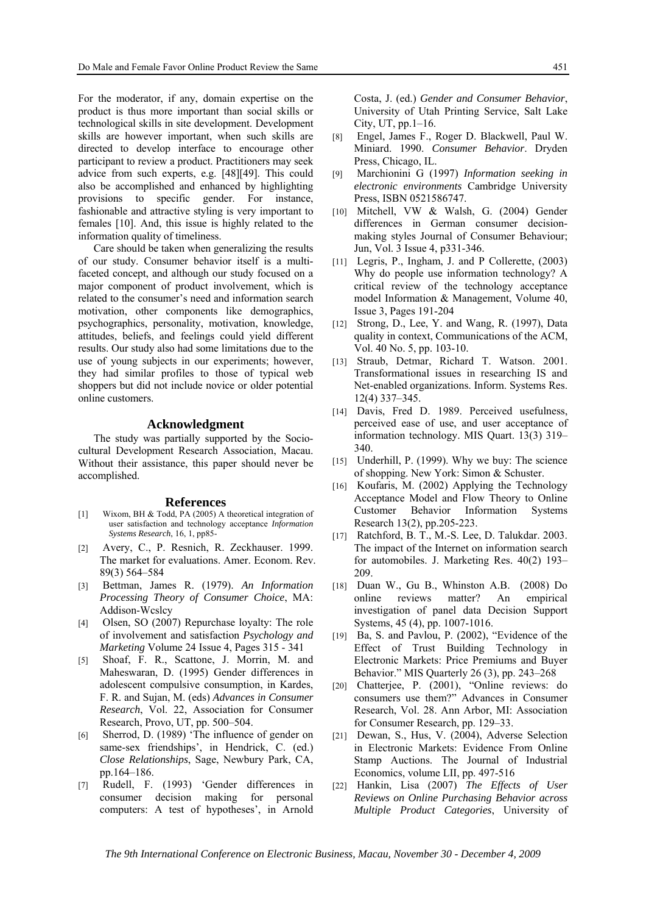For the moderator, if any, domain expertise on the product is thus more important than social skills or technological skills in site development. Development skills are however important, when such skills are directed to develop interface to encourage other participant to review a product. Practitioners may seek advice from such experts, e.g. [48][49]. This could also be accomplished and enhanced by highlighting provisions to specific gender. For instance, fashionable and attractive styling is very important to females [10]. And, this issue is highly related to the information quality of timeliness.

Care should be taken when generalizing the results of our study. Consumer behavior itself is a multi-faceted concept, and although our study focused on a major component of product involvement, which is related to the consumer's need and information search motivation, other components like demographics, psychographics, personality, motivation, knowledge, attitudes, beliefs, and feelings could yield different results. Our study also had some limitations due to the use of young subjects in our experiments; however, they had similar profiles to those of typical web shoppers but did not include novice or older potential online customers.

## Acknowledgment

The study was partially supported by the Socio-cultural Development Research Association, Macau. Without their assistance, this paper should never be accomplished.

## References

[1] Wixom, BH & Todd, PA (2005) A theoretical integration of user satisfaction and technology acceptance *Information Systems Research*, 16, 1, pp85-

[2] Avery, C., P. Resnich, R. Zeckhauser. 1999. The market for evaluations. Amer. Econom. Rev. 89(3) 564–584

[3] Bettman, James R. (1979). *An Information Processing Theory of Consumer Choice*, MA: Addison-Wcslcy

[4] Olsen, SO (2007) Repurchase loyalty: The role of involvement and satisfaction *Psychology and Marketing* Volume 24 Issue 4, Pages 315 - 341

[5] Shoaf, F. R., Scattone, J. Morrin, M. and Maheswaran, D. (1995) Gender differences in adolescent compulsive consumption, in Kardes, F. R. and Sujan, M. (eds) *Advances in Consumer Research*, Vol. 22, Association for Consumer Research, Provo, UT, pp. 500–504.

[6] Sherrod, D. (1989) 'The influence of gender on same-sex friendships', in Hendrick, C. (ed.) *Close Relationships*, Sage, Newbury Park, CA, pp.164–186.

[7] Rudell, F. (1993) 'Gender differences in consumer decision making for personal computers: A test of hypotheses', in Arnold Costa, J. (ed.) *Gender and Consumer Behavior*, University of Utah Printing Service, Salt Lake City, UT, pp.1–16.

[8] Engel, James F., Roger D. Blackwell, Paul W. Miniard. 1990. *Consumer Behavior*. Dryden Press, Chicago, IL.

[9] Marchionini G (1997) *Information seeking in electronic environments* Cambridge University Press, ISBN 0521586747.

[10] Mitchell, VW & Walsh, G. (2004) Gender differences in German consumer decision-making styles Journal of Consumer Behaviour; Jun, Vol. 3 Issue 4, p331-346.

[11] Legris, P., Ingham, J. and P Collerette, (2003) Why do people use information technology? A critical review of the technology acceptance model Information & Management, Volume 40, Issue 3, Pages 191-204

[12] Strong, D., Lee, Y. and Wang, R. (1997), Data quality in context, Communications of the ACM, Vol. 40 No. 5, pp. 103-10.

[13] Straub, Detmar, Richard T. Watson. 2001. Transformational issues in researching IS and Net-enabled organizations. Inform. Systems Res. 12(4) 337–345.

[14] Davis, Fred D. 1989. Perceived usefulness, perceived ease of use, and user acceptance of information technology. MIS Quart. 13(3) 319–340.

[15] Underhill, P. (1999). Why we buy: The science of shopping. New York: Simon & Schuster.

[16] Koufaris, M. (2002) Applying the Technology Acceptance Model and Flow Theory to Online Customer Behavior Information Systems Research 13(2), pp.205-223.

[17] Ratchford, B. T., M.-S. Lee, D. Talukdar. 2003. The impact of the Internet on information search for automobiles. J. Marketing Res. 40(2) 193–209.

[18] Duan W., Gu B., Whinston A.B. (2008) Do online reviews matter? An empirical investigation of panel data Decision Support Systems, 45 (4), pp. 1007-1016.

[19] Ba, S. and Pavlou, P. (2002), "Evidence of the Effect of Trust Building Technology in Electronic Markets: Price Premiums and Buyer Behavior." MIS Quarterly 26 (3), pp. 243–268

[20] Chatterjee, P. (2001), "Online reviews: do consumers use them?" Advances in Consumer Research, Vol. 28. Ann Arbor, MI: Association for Consumer Research, pp. 129–33.

[21] Dewan, S., Hus, V. (2004), Adverse Selection in Electronic Markets: Evidence From Online Stamp Auctions. The Journal of Industrial Economics, volume LII, pp. 497-516

[22] Hankin, Lisa (2007) *The Effects of User Reviews on Online Purchasing Behavior across Multiple Product Categories*, University of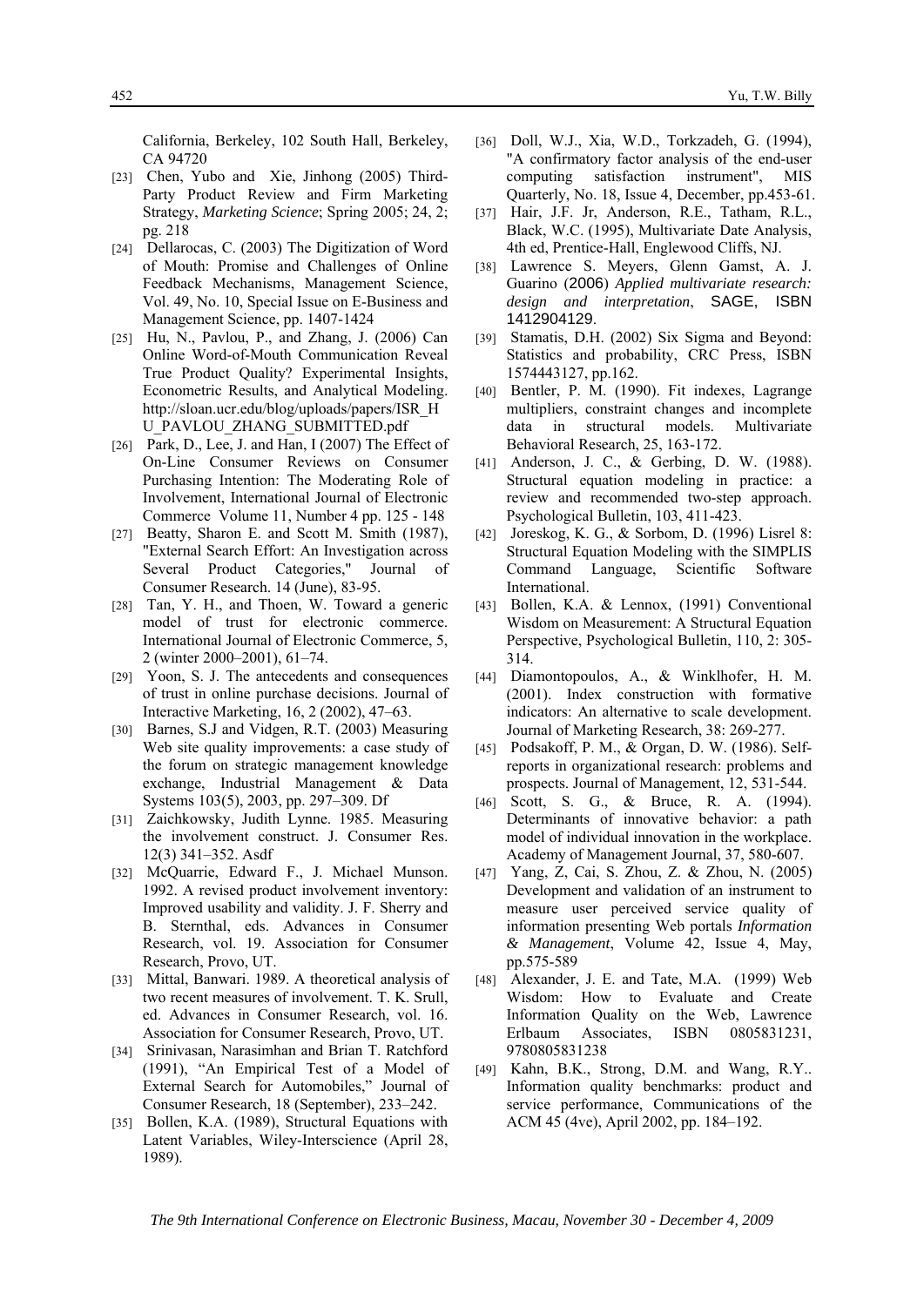California, Berkeley, 102 South Hall, Berkeley, CA 94720

[23] Chen, Yubo and Xie, Jinhong (2005) Third-Party Product Review and Firm Marketing Strategy, *Marketing Science*; Spring 2005; 24, 2; pg. 218

[24] Dellarocas, C. (2003) The Digitization of Word of Mouth: Promise and Challenges of Online Feedback Mechanisms, Management Science, Vol. 49, No. 10, Special Issue on E-Business and Management Science, pp. 1407-1424

[25] Hu, N., Pavlou, P., and Zhang, J. (2006) Can Online Word-of-Mouth Communication Reveal True Product Quality? Experimental Insights, Econometric Results, and Analytical Modeling. http://sloan.ucr.edu/blog/uploads/papers/ISR_HU_PAVLOU_ZHANG_SUBMITTED.pdf

[26] Park, D., Lee, J. and Han, I (2007) The Effect of On-Line Consumer Reviews on Consumer Purchasing Intention: The Moderating Role of Involvement, International Journal of Electronic Commerce Volume 11, Number 4 pp. 125 - 148

[27] Beatty, Sharon E. and Scott M. Smith (1987), "External Search Effort: An Investigation across Several Product Categories," Journal of Consumer Research. 14 (June), 83-95.

[28] Tan, Y. H., and Thoen, W. Toward a generic model of trust for electronic commerce. International Journal of Electronic Commerce, 5, 2 (winter 2000–2001), 61–74.

[29] Yoon, S. J. The antecedents and consequences of trust in online purchase decisions. Journal of Interactive Marketing, 16, 2 (2002), 47–63.

[30] Barnes, S.J and Vidgen, R.T. (2003) Measuring Web site quality improvements: a case study of the forum on strategic management knowledge exchange, Industrial Management & Data Systems 103(5), 2003, pp. 297–309. Df

[31] Zaichkowsky, Judith Lynne. 1985. Measuring the involvement construct. J. Consumer Res. 12(3) 341–352. Asdf

[32] McQuarrie, Edward F., J. Michael Munson. 1992. A revised product involvement inventory: Improved usability and validity. J. F. Sherry and B. Sternthal, eds. Advances in Consumer Research, vol. 19. Association for Consumer Research, Provo, UT.

[33] Mittal, Banwari. 1989. A theoretical analysis of two recent measures of involvement. T. K. Srull, ed. Advances in Consumer Research, vol. 16. Association for Consumer Research, Provo, UT.

[34] Srinivasan, Narasimhan and Brian T. Ratchford (1991), "An Empirical Test of a Model of External Search for Automobiles," Journal of Consumer Research, 18 (September), 233–242.

[35] Bollen, K.A. (1989), Structural Equations with Latent Variables, Wiley-Interscience (April 28, 1989).

[36] Doll, W.J., Xia, W.D., Torkzadeh, G. (1994), "A confirmatory factor analysis of the end-user computing satisfaction instrument", MIS Quarterly, No. 18, Issue 4, December, pp.453-61.

[37] Hair, J.F. Jr, Anderson, R.E., Tatham, R.L., Black, W.C. (1995), Multivariate Date Analysis, 4th ed, Prentice-Hall, Englewood Cliffs, NJ.

[38] Lawrence S. Meyers, Glenn Gamst, A. J. Guarino (2006) *Applied multivariate research: design and interpretation*, SAGE, ISBN 1412904129.

[39] Stamatis, D.H. (2002) Six Sigma and Beyond: Statistics and probability, CRC Press, ISBN 1574443127, pp.162.

[40] Bentler, P. M. (1990). Fit indexes, Lagrange multipliers, constraint changes and incomplete data in structural models. Multivariate Behavioral Research, 25, 163-172.

[41] Anderson, J. C., & Gerbing, D. W. (1988). Structural equation modeling in practice: a review and recommended two-step approach. Psychological Bulletin, 103, 411-423.

[42] Joreskog, K. G., & Sorbom, D. (1996) Lisrel 8: Structural Equation Modeling with the SIMPLIS Command Language, Scientific Software International.

[43] Bollen, K.A. & Lennox, (1991) Conventional Wisdom on Measurement: A Structural Equation Perspective, Psychological Bulletin, 110, 2: 305-314.

[44] Diamontopoulos, A., & Winklhofer, H. M. (2001). Index construction with formative indicators: An alternative to scale development. Journal of Marketing Research, 38: 269-277.

[45] Podsakoff, P. M., & Organ, D. W. (1986). Self-reports in organizational research: problems and prospects. Journal of Management, 12, 531-544.

[46] Scott, S. G., & Bruce, R. A. (1994). Determinants of innovative behavior: a path model of individual innovation in the workplace. Academy of Management Journal, 37, 580-607.

[47] Yang, Z, Cai, S. Zhou, Z. & Zhou, N. (2005) Development and validation of an instrument to measure user perceived service quality of information presenting Web portals *Information & Management*, Volume 42, Issue 4, May, pp.575-589

[48] Alexander, J. E. and Tate, M.A. (1999) Web Wisdom: How to Evaluate and Create Information Quality on the Web, Lawrence Erlbaum Associates, ISBN 0805831231, 9780805831238

[49] Kahn, B.K., Strong, D.M. and Wang, R.Y.. Information quality benchmarks: product and service performance, Communications of the ACM 45 (4ve), April 2002, pp. 184–192.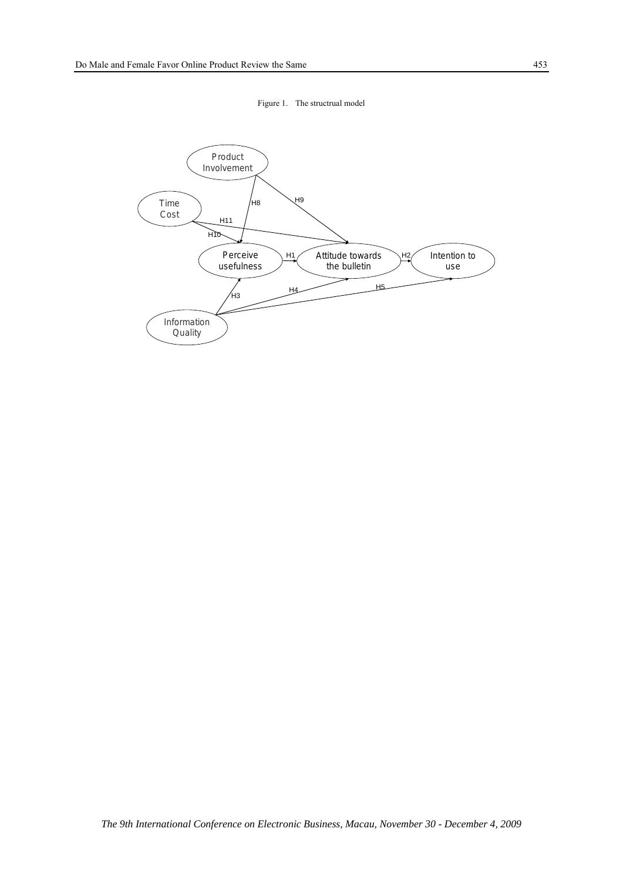Figure 1. The structrual model

Product Involvement

Time Cost

Perceive usefulness

Attitude towards the bulletin

Intention to use

Information Quality

H1

H2

H3

H4

H5

H8

H9

H10

H11